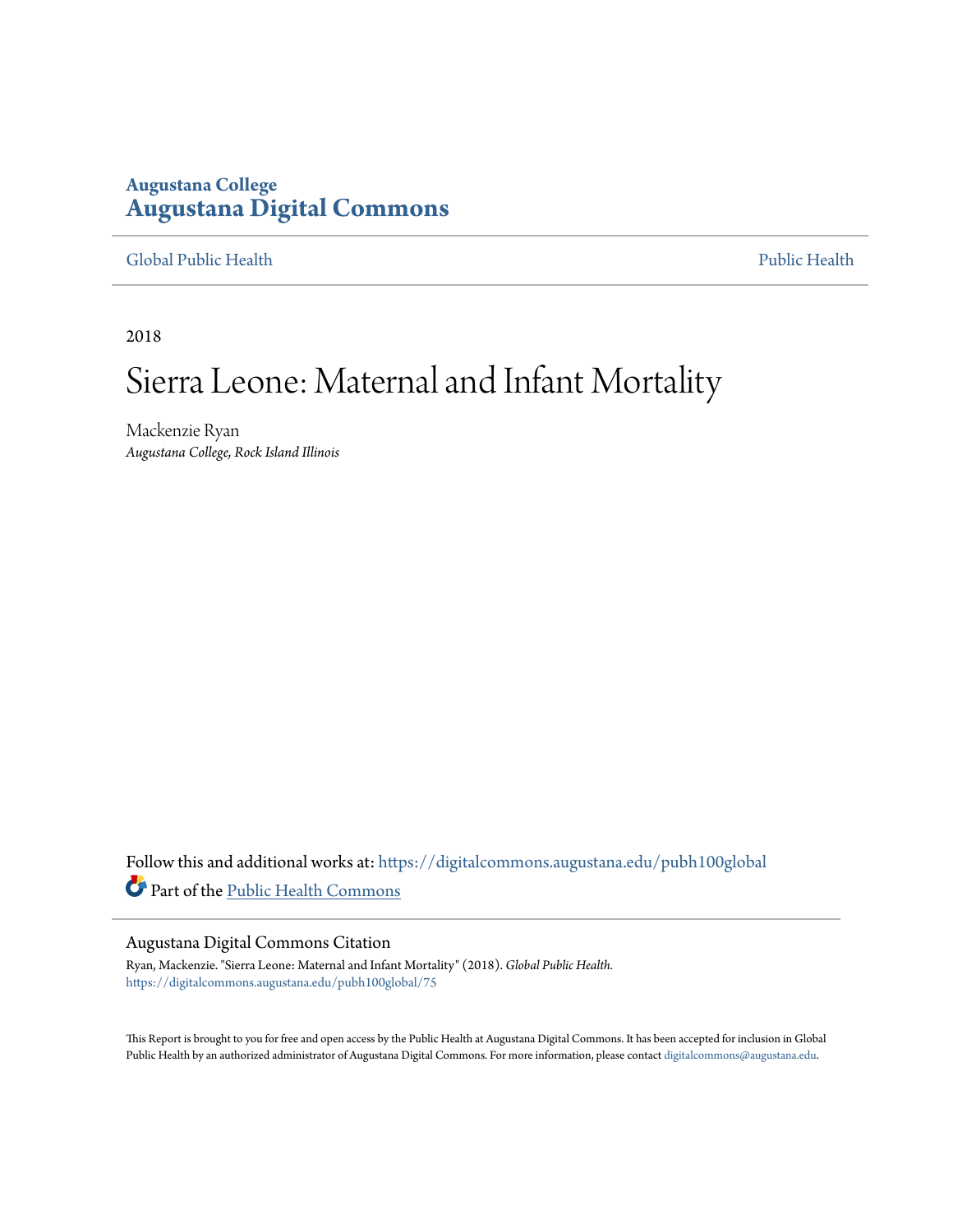**Augustana College**
**Augustana Digital Commons**

Global Public Health | Public Health

2018

# Sierra Leone: Maternal and Infant Mortality

Mackenzie Ryan
*Augustana College, Rock Island Illinois*

Follow this and additional works at: https://digitalcommons.augustana.edu/pubh100global

Part of the Public Health Commons

### Augustana Digital Commons Citation

Ryan, Mackenzie. "Sierra Leone: Maternal and Infant Mortality" (2018). *Global Public Health.*
https://digitalcommons.augustana.edu/pubh100global/75

This Report is brought to you for free and open access by the Public Health at Augustana Digital Commons. It has been accepted for inclusion in Global Public Health by an authorized administrator of Augustana Digital Commons. For more information, please contact digitalcommons@augustana.edu.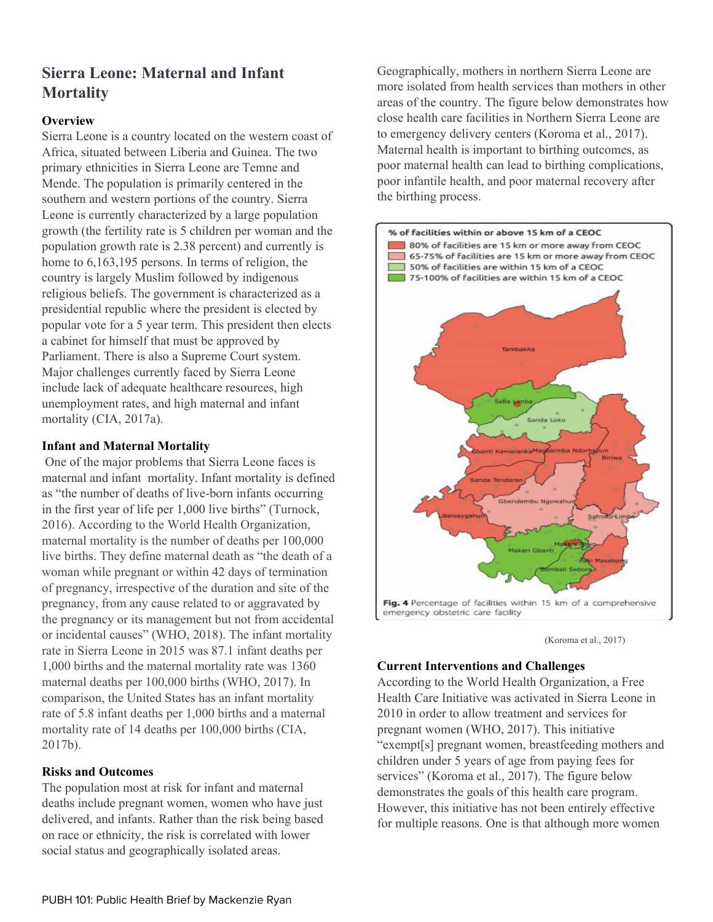## Sierra Leone: Maternal and Infant Mortality

### Overview

Sierra Leone is a country located on the western coast of Africa, situated between Liberia and Guinea. The two primary ethnicities in Sierra Leone are Temne and Mende. The population is primarily centered in the southern and western portions of the country. Sierra Leone is currently characterized by a large population growth (the fertility rate is 5 children per woman and the population growth rate is 2.38 percent) and currently is home to 6,163,195 persons. In terms of religion, the country is largely Muslim followed by indigenous religious beliefs. The government is characterized as a presidential republic where the president is elected by popular vote for a 5 year term. This president then elects a cabinet for himself that must be approved by Parliament. There is also a Supreme Court system. Major challenges currently faced by Sierra Leone include lack of adequate healthcare resources, high unemployment rates, and high maternal and infant mortality (CIA, 2017a).

### Infant and Maternal Mortality

One of the major problems that Sierra Leone faces is maternal and infant mortality. Infant mortality is defined as "the number of deaths of live-born infants occurring in the first year of life per 1,000 live births" (Turnock, 2016). According to the World Health Organization, maternal mortality is the number of deaths per 100,000 live births. They define maternal death as "the death of a woman while pregnant or within 42 days of termination of pregnancy, irrespective of the duration and site of the pregnancy, from any cause related to or aggravated by the pregnancy or its management but not from accidental or incidental causes" (WHO, 2018). The infant mortality rate in Sierra Leone in 2015 was 87.1 infant deaths per 1,000 births and the maternal mortality rate was 1360 maternal deaths per 100,000 births (WHO, 2017). In comparison, the United States has an infant mortality rate of 5.8 infant deaths per 1,000 births and a maternal mortality rate of 14 deaths per 100,000 births (CIA, 2017b).

### Risks and Outcomes

The population most at risk for infant and maternal deaths include pregnant women, women who have just delivered, and infants. Rather than the risk being based on race or ethnicity, the risk is correlated with lower social status and geographically isolated areas.

Geographically, mothers in northern Sierra Leone are more isolated from health services than mothers in other areas of the country. The figure below demonstrates how close health care facilities in Northern Sierra Leone are to emergency delivery centers (Koroma et al., 2017). Maternal health is important to birthing outcomes, as poor maternal health can lead to birthing complications, poor infantile health, and poor maternal recovery after the birthing process.

% of facilities within or above 15 km of a CEOC

80% of facilities are 15 km or more away from CEOC

65-75% of facilities are 15 km or more away from CEOC

50% of facilities are within 15 km of a CEOC

75-100% of facilities are within 15 km of a CEOC

Tambakha

Sella Limba

Sanda Loko

Gbanti Kamaranka

Magbaimba Ndorhahun

Biriwa

Sanda Tendaran

Gbendembu Ngowahun

Libeisaygahun

Safroko Limba

Makari Gbanti

Makeni

Paki Masabong

Bombali Sebora

**Fig. 4** Percentage of facilities within 15 km of a comprehensive emergency obstetric care facility

(Koroma et al., 2017)

### Current Interventions and Challenges

According to the World Health Organization, a Free Health Care Initiative was activated in Sierra Leone in 2010 in order to allow treatment and services for pregnant women (WHO, 2017). This initiative "exempt[s] pregnant women, breastfeeding mothers and children under 5 years of age from paying fees for services" (Koroma et al., 2017). The figure below demonstrates the goals of this health care program. However, this initiative has not been entirely effective for multiple reasons. One is that although more women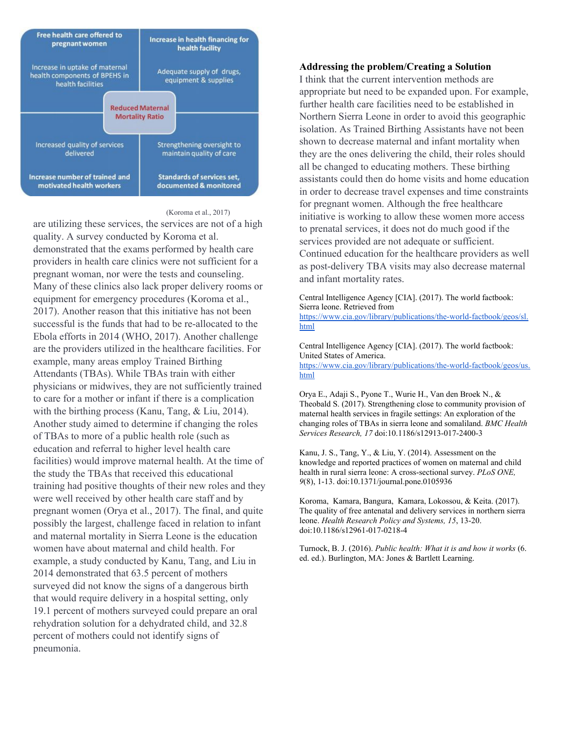Free health care offered to pregnant women

Increase in health financing for health facility

Increase in uptake of maternal health components of BPEHS in health facilities

Adequate supply of drugs, equipment & supplies

Reduced Maternal Mortality Ratio

Increased quality of services delivered

Strengthening oversight to maintain quality of care

Increase number of trained and motivated health workers

Standards of services set, documented & monitored

(Koroma et al., 2017)

are utilizing these services, the services are not of a high quality. A survey conducted by Koroma et al. demonstrated that the exams performed by health care providers in health care clinics were not sufficient for a pregnant woman, nor were the tests and counseling. Many of these clinics also lack proper delivery rooms or equipment for emergency procedures (Koroma et al., 2017). Another reason that this initiative has not been successful is the funds that had to be re-allocated to the Ebola efforts in 2014 (WHO, 2017). Another challenge are the providers utilized in the healthcare facilities. For example, many areas employ Trained Birthing Attendants (TBAs). While TBAs train with either physicians or midwives, they are not sufficiently trained to care for a mother or infant if there is a complication with the birthing process (Kanu, Tang, & Liu, 2014). Another study aimed to determine if changing the roles of TBAs to more of a public health role (such as education and referral to higher level health care facilities) would improve maternal health. At the time of the study the TBAs that received this educational training had positive thoughts of their new roles and they were well received by other health care staff and by pregnant women (Orya et al., 2017). The final, and quite possibly the largest, challenge faced in relation to infant and maternal mortality in Sierra Leone is the education women have about maternal and child health. For example, a study conducted by Kanu, Tang, and Liu in 2014 demonstrated that 63.5 percent of mothers surveyed did not know the signs of a dangerous birth that would require delivery in a hospital setting, only 19.1 percent of mothers surveyed could prepare an oral rehydration solution for a dehydrated child, and 32.8 percent of mothers could not identify signs of pneumonia.

**Addressing the problem/Creating a Solution**

I think that the current intervention methods are appropriate but need to be expanded upon. For example, further health care facilities need to be established in Northern Sierra Leone in order to avoid this geographic isolation. As Trained Birthing Assistants have not been shown to decrease maternal and infant mortality when they are the ones delivering the child, their roles should all be changed to educating mothers. These birthing assistants could then do home visits and home education in order to decrease travel expenses and time constraints for pregnant women. Although the free healthcare initiative is working to allow these women more access to prenatal services, it does not do much good if the services provided are not adequate or sufficient. Continued education for the healthcare providers as well as post-delivery TBA visits may also decrease maternal and infant mortality rates.

Central Intelligence Agency [CIA]. (2017). The world factbook: Sierra leone. Retrieved from https://www.cia.gov/library/publications/the-world-factbook/geos/sl.html

Central Intelligence Agency [CIA]. (2017). The world factbook: United States of America. https://www.cia.gov/library/publications/the-world-factbook/geos/us.html

Orya E., Adaji S., Pyone T., Wurie H., Van den Broek N., & Theobald S. (2017). Strengthening close to community provision of maternal health services in fragile settings: An exploration of the changing roles of TBAs in sierra leone and somaliland. *BMC Health Services Research, 17* doi:10.1186/s12913-017-2400-3

Kanu, J. S., Tang, Y., & Liu, Y. (2014). Assessment on the knowledge and reported practices of women on maternal and child health in rural sierra leone: A cross-sectional survey. *PLoS ONE, 9*(8), 1-13. doi:10.1371/journal.pone.0105936

Koroma, Kamara, Bangura, Kamara, Lokossou, & Keita. (2017). The quality of free antenatal and delivery services in northern sierra leone. *Health Research Policy and Systems, 15*, 13-20. doi:10.1186/s12961-017-0218-4

Turnock, B. J. (2016). *Public health: What it is and how it works* (6. ed. ed.). Burlington, MA: Jones & Bartlett Learning.